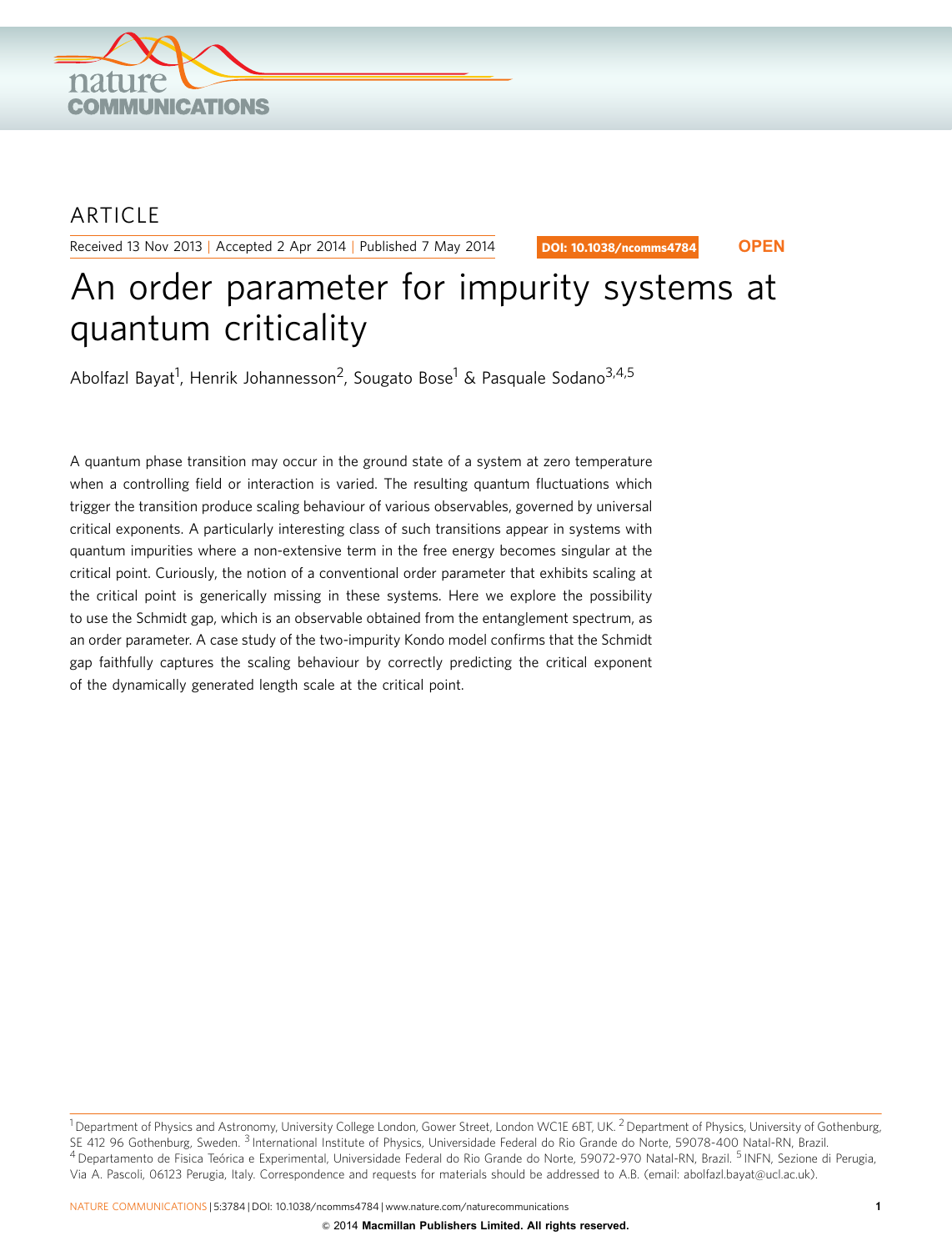ARTICLE

Received 13 Nov 2013 | Accepted 2 Apr 2014 | Published 7 May 2014

DOI: 10.1038/ncomms4784 OPEN

# An order parameter for impurity systems at quantum criticality

Abolfazl Bayat[1], Henrik Johannesson[2], Sougato Bose[1] & Pasquale Sodano[3,4,5]

A quantum phase transition may occur in the ground state of a system at zero temperature when a controlling field or interaction is varied. The resulting quantum fluctuations which trigger the transition produce scaling behaviour of various observables, governed by universal critical exponents. A particularly interesting class of such transitions appear in systems with quantum impurities where a non-extensive term in the free energy becomes singular at the critical point. Curiously, the notion of a conventional order parameter that exhibits scaling at the critical point is generically missing in these systems. Here we explore the possibility to use the Schmidt gap, which is an observable obtained from the entanglement spectrum, as an order parameter. A case study of the two-impurity Kondo model confirms that the Schmidt gap faithfully captures the scaling behaviour by correctly predicting the critical exponent of the dynamically generated length scale at the critical point.

[1] Department of Physics and Astronomy, University College London, Gower Street, London WC1E 6BT, UK. [2] Department of Physics, University of Gothenburg, SE 412 96 Gothenburg, Sweden. [3] International Institute of Physics, Universidade Federal do Rio Grande do Norte, 59078-400 Natal-RN, Brazil. [4] Departamento de Fisica Teórica e Experimental, Universidade Federal do Rio Grande do Norte, 59072-970 Natal-RN, Brazil. [5] INFN, Sezione di Perugia, Via A. Pascoli, 06123 Perugia, Italy. Correspondence and requests for materials should be addressed to A.B. (email: abolfazl.bayat@ucl.ac.uk).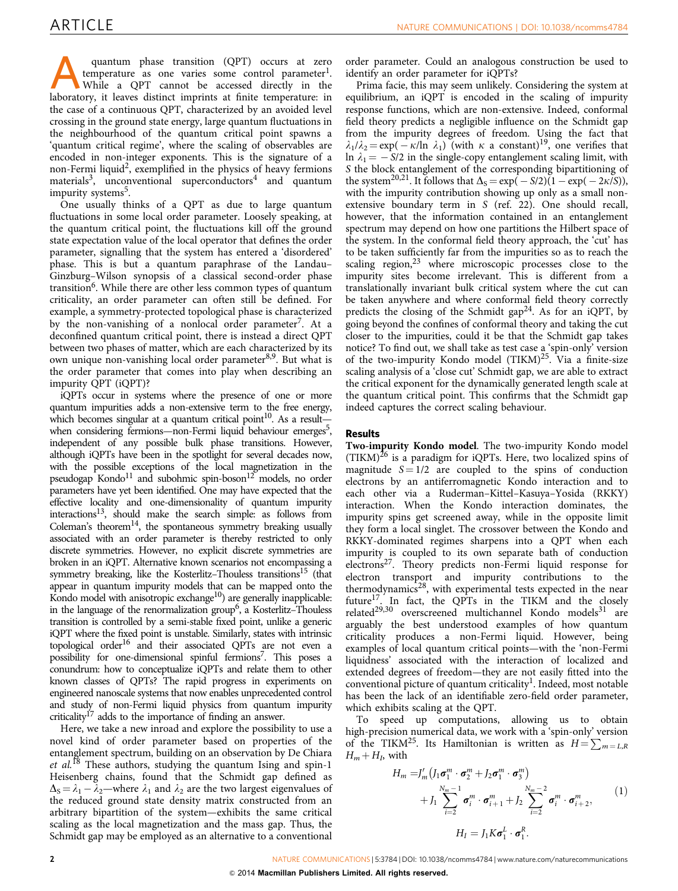A quantum phase transition (QPT) occurs at zero temperature as one varies some control parameter[1]. While a QPT cannot be accessed directly in the laboratory, it leaves distinct imprints at finite temperature: in the case of a continuous QPT, characterized by an avoided level crossing in the ground state energy, large quantum fluctuations in the neighbourhood of the quantum critical point spawns a 'quantum critical regime', where the scaling of observables are encoded in non-integer exponents. This is the signature of a non-Fermi liquid[2], exemplified in the physics of heavy fermions materials[3], unconventional superconductors[4] and quantum impurity systems[5].

One usually thinks of a QPT as due to large quantum fluctuations in some local order parameter. Loosely speaking, at the quantum critical point, the fluctuations kill off the ground state expectation value of the local operator that defines the order parameter, signalling that the system has entered a 'disordered' phase. This is but a quantum paraphrase of the Landau–Ginzburg–Wilson synopsis of a classical second-order phase transition[6]. While there are other less common types of quantum criticality, an order parameter can often still be defined. For example, a symmetry-protected topological phase is characterized by the non-vanishing of a nonlocal order parameter[7]. At a deconfined quantum critical point, there is instead a direct QPT between two phases of matter, which are each characterized by its own unique non-vanishing local order parameter[8,9]. But what is the order parameter that comes into play when describing an impurity QPT (iQPT)?

iQPTs occur in systems where the presence of one or more quantum impurities adds a non-extensive term to the free energy, which becomes singular at a quantum critical point[10]. As a result—when considering fermions—non-Fermi liquid behaviour emerges[5], independent of any possible bulk phase transitions. However, although iQPTs have been in the spotlight for several decades now, with the possible exceptions of the local magnetization in the pseudogap Kondo[11] and subohmic spin-boson[12] models, no order parameters have yet been identified. One may have expected that the effective locality and one-dimensionality of quantum impurity interactions[13], should make the search simple: as follows from Coleman's theorem[14], the spontaneous symmetry breaking usually associated with an order parameter is thereby restricted to only discrete symmetries. However, no explicit discrete symmetries are broken in an iQPT. Alternative known scenarios not encompassing a symmetry breaking, like the Kosterlitz–Thouless transitions[15] (that appear in quantum impurity models that can be mapped onto the Kondo model with anisotropic exchange[10]) are generally inapplicable: in the language of the renormalization group[6], a Kosterlitz–Thouless transition is controlled by a semi-stable fixed point, unlike a generic iQPT where the fixed point is unstable. Similarly, states with intrinsic topological order[16] and their associated QPTs are not even a possibility for one-dimensional spinful fermions[7]. This poses a conundrum: how to conceptualize iQPTs and relate them to other known classes of QPTs? The rapid progress in experiments on engineered nanoscale systems that now enables unprecedented control and study of non-Fermi liquid physics from quantum impurity criticality[17] adds to the importance of finding an answer.

Here, we take a new inroad and explore the possibility to use a novel kind of order parameter based on properties of the entanglement spectrum, building on an observation by De Chiara *et al.*[18] These authors, studying the quantum Ising and spin-1 Heisenberg chains, found that the Schmidt gap defined as $\Delta_S = \lambda_1 - \lambda_2$—where $\lambda_1$ and $\lambda_2$ are the two largest eigenvalues of the reduced ground state density matrix constructed from an arbitrary bipartition of the system—exhibits the same critical scaling as the local magnetization and the mass gap. Thus, the Schmidt gap may be employed as an alternative to a conventional order parameter. Could an analogous construction be used to identify an order parameter for iQPTs?

Prima facie, this may seem unlikely. Considering the system at equilibrium, an iQPT is encoded in the scaling of impurity response functions, which are non-extensive. Indeed, conformal field theory predicts a negligible influence on the Schmidt gap from the impurity degrees of freedom. Using the fact that $\lambda_1/\lambda_2 = \exp(-\kappa/\ln\,\lambda_1)$ (with $\kappa$ a constant)[19], one verifies that $\ln\,\lambda_1 = -S/2$ in the single-copy entanglement scaling limit, with $S$ the block entanglement of the corresponding bipartitioning of the system[20,21]. It follows that $\Delta_S = \exp(-S/2)(1-\exp(-2\kappa/S))$, with the impurity contribution showing up only as a small non-extensive boundary term in $S$ (ref. 22). One should recall, however, that the information contained in an entanglement spectrum may depend on how one partitions the Hilbert space of the system. In the conformal field theory approach, the 'cut' has to be taken sufficiently far from the impurities so as to reach the scaling region,[23] where microscopic processes close to the impurity sites become irrelevant. This is different from a translationally invariant bulk critical system where the cut can be taken anywhere and where conformal field theory correctly predicts the closing of the Schmidt gap[24]. As for an iQPT, by going beyond the confines of conformal theory and taking the cut closer to the impurities, could it be that the Schmidt gap takes notice? To find out, we shall take as test case a 'spin-only' version of the two-impurity Kondo model (TIKM)[25]. Via a finite-size scaling analysis of a 'close cut' Schmidt gap, we are able to extract the critical exponent for the dynamically generated length scale at the quantum critical point. This confirms that the Schmidt gap indeed captures the correct scaling behaviour.

## Results

**Two-impurity Kondo model**. The two-impurity Kondo model (TIKM)[26] is a paradigm for iQPTs. Here, two localized spins of magnitude $S=1/2$ are coupled to the spins of conduction electrons by an antiferromagnetic Kondo interaction and to each other via a Ruderman–Kittel–Kasuya–Yosida (RKKY) interaction. When the Kondo interaction dominates, the impurity spins get screened away, while in the opposite limit they form a local singlet. The crossover between the Kondo and RKKY-dominated regimes sharpens into a QPT when each impurity is coupled to its own separate bath of conduction electrons[27]. Theory predicts non-Fermi liquid response for electron transport and impurity contributions to the thermodynamics[28], with experimental tests expected in the near future[17]. In fact, the QPTs in the TIKM and the closely related[29,30] overscreened multichannel Kondo models[31] are arguably the best understood examples of how quantum criticality produces a non-Fermi liquid. However, being examples of local quantum critical points—with the 'non-Fermi liquidness' associated with the interaction of localized and extended degrees of freedom—they are not easily fitted into the conventional picture of quantum criticality[1]. Indeed, most notable has been the lack of an identifiable zero-field order parameter, which exhibits scaling at the QPT.

To speed up computations, allowing us to obtain high-precision numerical data, we work with a 'spin-only' version of the TIKM[25]. Its Hamiltonian is written as $H = \sum_{m=L,R} H_m + H_I$, with

$$
\begin{aligned}
H_m = & J'_m\left(J_1 \boldsymbol{\sigma}_1^m \cdot \boldsymbol{\sigma}_2^m + J_2 \boldsymbol{\sigma}_1^m \cdot \boldsymbol{\sigma}_3^m\right) \\
& + J_1 \sum_{i=2}^{N_m-1} \boldsymbol{\sigma}_i^m \cdot \boldsymbol{\sigma}_{i+1}^m + J_2 \sum_{i=2}^{N_m-2} \boldsymbol{\sigma}_i^m \cdot \boldsymbol{\sigma}_{i+2}^m,
\end{aligned}
\tag{1}
$$

$$
H_I = J_1 K \boldsymbol{\sigma}_1^L \cdot \boldsymbol{\sigma}_1^R.
$$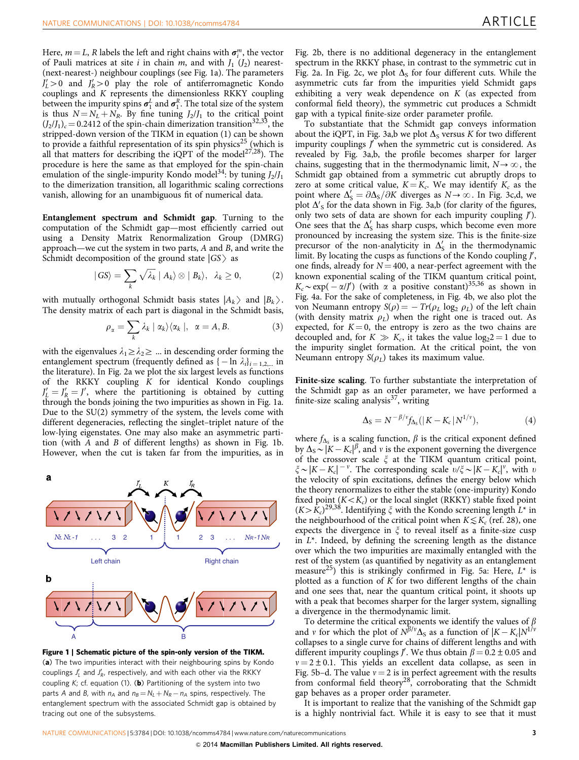Here, $m = L, R$ labels the left and right chains with $\boldsymbol{\sigma}_i^m$, the vector of Pauli matrices at site $i$ in chain $m$, and with $J_1$ ($J_2$) nearest-(next-nearest-) neighbour couplings (see Fig. 1a). The parameters $J'_L > 0$ and $J'_R > 0$ play the role of antiferromagnetic Kondo couplings and $K$ represents the dimensionless RKKY coupling between the impurity spins $\boldsymbol{\sigma}_1^L$ and $\boldsymbol{\sigma}_1^R$. The total size of the system is thus $N = N_L + N_R$. By fine tuning $J_2/J_1$ to the critical point $(J_2/J_1)_c = 0.2412$ of the spin-chain dimerization transition[32,33], the stripped-down version of the TIKM in equation (1) can be shown to provide a faithful representation of its spin physics[25] (which is all that matters for describing the iQPT of the model[27,28]). The procedure is here the same as that employed for the spin-chain emulation of the single-impurity Kondo model[34]: by tuning $J_2/J_1$ to the dimerization transition, all logarithmic scaling corrections vanish, allowing for an unambiguous fit of numerical data.

**Entanglement spectrum and Schmidt gap**. Turning to the computation of the Schmidt gap—most efficiently carried out using a Density Matrix Renormalization Group (DMRG) approach—we cut the system in two parts, $A$ and $B$, and write the Schmidt decomposition of the ground state $|GS\rangle$ as

$$|GS\rangle = \sum_k \sqrt{\lambda_k}\,|A_k\rangle \otimes |B_k\rangle, \quad \lambda_k \geq 0, \tag{2}$$

with mutually orthogonal Schmidt basis states $|A_k\rangle$ and $|B_k\rangle$. The density matrix of each part is diagonal in the Schmidt basis,

$$\rho_\alpha = \sum_k \lambda_k\,|\alpha_k\rangle\langle\alpha_k|, \quad \alpha = A, B. \tag{3}$$

with the eigenvalues $\lambda_1 \geq \lambda_2 \geq \ldots$ in descending order forming the entanglement spectrum (frequently defined as $\{-\ln \lambda_i\}_{i=1,2,\ldots}$ in the literature). In Fig. 2a we plot the six largest levels as functions of the RKKY coupling $K$ for identical Kondo couplings $J'_L = J'_R = J'$, where the partitioning is obtained by cutting through the bonds joining the two impurities as shown in Fig. 1a. Due to the SU(2) symmetry of the system, the levels come with different degeneracies, reflecting the singlet–triplet nature of the low-lying eigenstates. One may also make an asymmetric partition (with $A$ and $B$ of different lengths) as shown in Fig. 1b. However, when the cut is taken far from the impurities, as in Fig. 2b, there is no additional degeneracy in the entanglement spectrum in the RKKY phase, in contrast to the symmetric cut in Fig. 2a. In Fig. 2c, we plot $\Delta_S$ for four different cuts. While the asymmetric cuts far from the impurities yield Schmidt gaps exhibiting a very weak dependence on $K$ (as expected from conformal field theory), the symmetric cut produces a Schmidt gap with a typical finite-size order parameter profile.

To substantiate that the Schmidt gap conveys information about the iQPT, in Fig. 3a,b we plot $\Delta_S$ versus $K$ for two different impurity couplings $J'$ when the symmetric cut is considered. As revealed by Fig. 3a,b, the profile becomes sharper for larger chains, suggesting that in the thermodynamic limit, $N \to \infty$, the Schmidt gap obtained from a symmetric cut abruptly drops to zero at some critical value, $K = K_c$. We may identify $K_c$ as the point where $\Delta'_S = \partial \Delta_S / \partial K$ diverges as $N \to \infty$. In Fig. 3c,d, we plot $\Delta'_S$ for the data shown in Fig. 3a,b (for clarity of the figures, only two sets of data are shown for each impurity coupling $J'$). One sees that the $\Delta'_S$ has sharp cusps, which become even more pronounced by increasing the system size. This is the finite-size precursor of the non-analyticity in $\Delta'_S$ in the thermodynamic limit. By locating the cusps as functions of the Kondo coupling $J'$, one finds, already for $N = 400$, a near-perfect agreement with the known exponential scaling of the TIKM quantum critical point, $K_c \sim \exp(-\alpha/J')$ (with $\alpha$ a positive constant)[35,36] as shown in Fig. 4a. For the sake of completeness, in Fig. 4b, we also plot the von Neumann entropy $S(\rho) = -Tr(\rho_L \log_2 \rho_L)$ of the left chain (with density matrix $\rho_L$) when the right one is traced out. As expected, for $K = 0$, the entropy is zero as the two chains are decoupled and, for $K \gg K_c$, it takes the value $\log_2 2 = 1$ due to the impurity singlet formation. At the critical point, the von Neumann entropy $S(\rho_L)$ takes its maximum value.

**Finite-size scaling**. To further substantiate the interpretation of the Schmidt gap as an order parameter, we have performed a finite-size scaling analysis[37], writing

$$\Delta_S = N^{-\beta/\nu} f_{\Delta_S}(|K - K_c|\,N^{1/\nu}), \tag{4}$$

where $f_{\Delta_S}$ is a scaling function, $\beta$ is the critical exponent defined by $\Delta_S \sim |K - K_c|^\beta$, and $\nu$ is the exponent governing the divergence of the crossover scale $\xi$ at the TIKM quantum critical point, $\xi \sim |K - K_c|^{-\nu}$. The corresponding scale $\upsilon/\xi \sim |K - K_c|^\nu$, with $\upsilon$ the velocity of spin excitations, defines the energy below which the theory renormalizes to either the stable (one-impurity) Kondo fixed point ($K < K_c$) or the local singlet (RKKY) stable fixed point ($K > K_c$)[29,38]. Identifying $\xi$ with the Kondo screening length $L^*$ in the neighbourhood of the critical point when $K \lesssim K_c$ (ref. 28), one expects the divergence in $\xi$ to reveal itself as a finite-size cusp in $L^*$. Indeed, by defining the screening length as the distance over which the two impurities are maximally entangled with the rest of the system (as quantified by negativity as an entanglement measure[25]) this is strikingly confirmed in Fig. 5a: Here, $L^*$ is plotted as a function of $K$ for two different lengths of the chain and one sees that, near the quantum critical point, it shoots up with a peak that becomes sharper for the larger system, signalling a divergence in the thermodynamic limit.

To determine the critical exponents we identify the values of $\beta$ and $\nu$ for which the plot of $N^{\beta/\nu}\Delta_S$ as a function of $|K - K_c|N^{1/\nu}$ collapses to a single curve for chains of different lengths and with different impurity couplings $J'$. We thus obtain $\beta = 0.2 \pm 0.05$ and $\nu = 2 \pm 0.1$. This yields an excellent data collapse, as seen in Fig. 5b–d. The value $\nu = 2$ is in perfect agreement with the results from conformal field theory[28], corroborating that the Schmidt gap behaves as a proper order parameter.

It is important to realize that the vanishing of the Schmidt gap is a highly nontrivial fact. While it is easy to see that it must

**Figure 1 | Schematic picture of the spin-only version of the TIKM.** (**a**) The two impurities interact with their neighbouring spins by Kondo couplings $J'_L$ and $J'_R$, respectively, and with each other via the RKKY coupling $K$; cf. equation (1). (**b**) Partitioning of the system into two parts $A$ and $B$, with $n_A$ and $n_B = N_L + N_R - n_A$ spins, respectively. The entanglement spectrum with the associated Schmidt gap is obtained by tracing out one of the subsystems.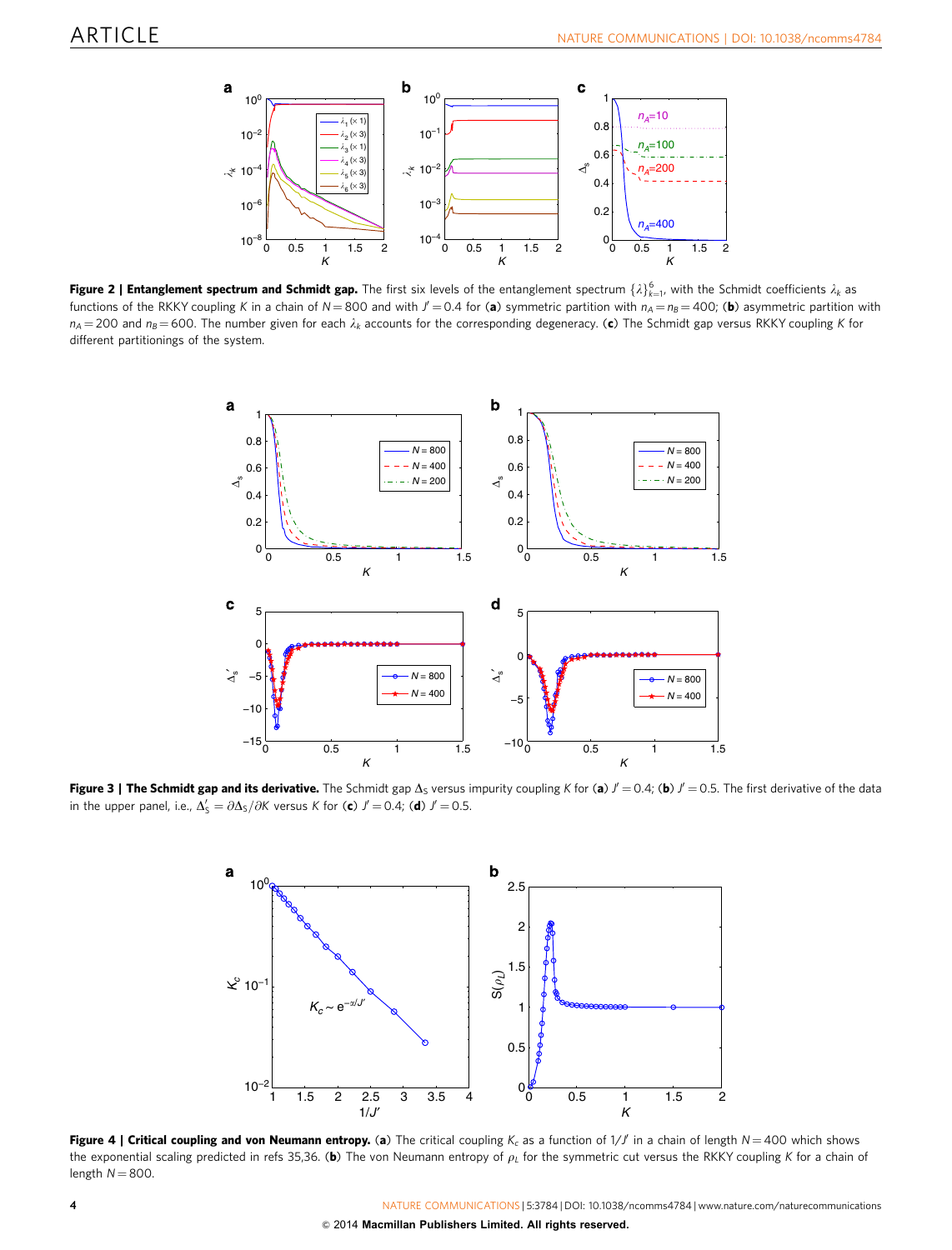**Figure 2 | Entanglement spectrum and Schmidt gap.** The first six levels of the entanglement spectrum $\{\lambda\}_{k=1}^{6}$, with the Schmidt coefficients $\lambda_k$ as functions of the RKKY coupling $K$ in a chain of $N=800$ and with $J'=0.4$ for (**a**) symmetric partition with $n_A=n_B=400$; (**b**) asymmetric partition with $n_A=200$ and $n_B=600$. The number given for each $\lambda_k$ accounts for the corresponding degeneracy. (**c**) The Schmidt gap versus RKKY coupling $K$ for different partitionings of the system.

**Figure 3 | The Schmidt gap and its derivative.** The Schmidt gap $\Delta_S$ versus impurity coupling $K$ for (**a**) $J'=0.4$; (**b**) $J'=0.5$. The first derivative of the data in the upper panel, i.e., $\Delta_S' = \partial\Delta_S/\partial K$ versus $K$ for (**c**) $J'=0.4$; (**d**) $J'=0.5$.

**Figure 4 | Critical coupling and von Neumann entropy.** (**a**) The critical coupling $K_c$ as a function of $1/J'$ in a chain of length $N=400$ which shows the exponential scaling predicted in refs 35,36. (**b**) The von Neumann entropy of $\rho_L$ for the symmetric cut versus the RKKY coupling $K$ for a chain of length $N=800$.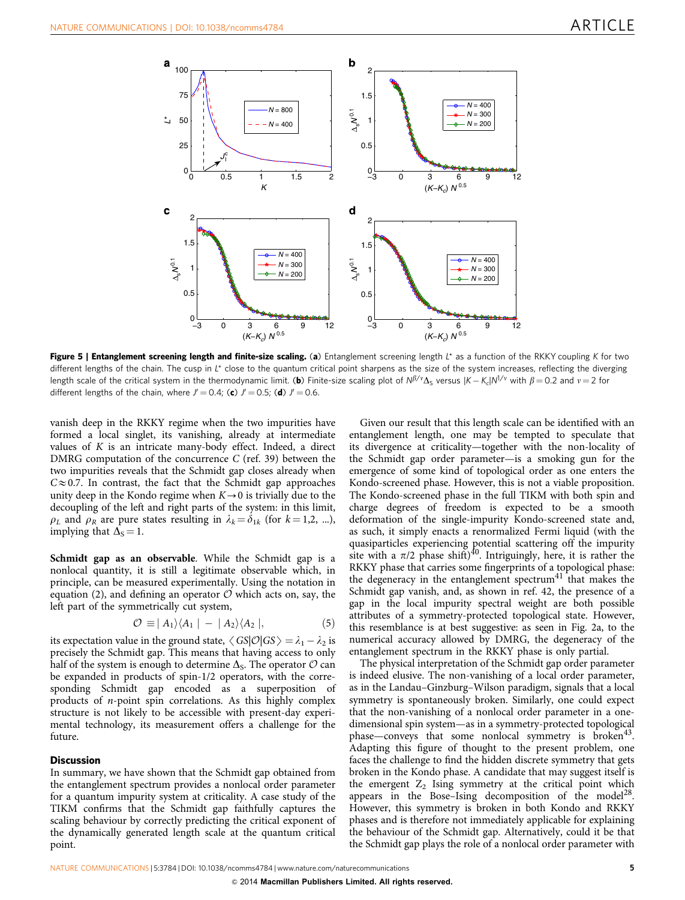a

100
75
50
25
0

$L^*$

0 0.5 1 1.5 2

$K$

$N = 800$

$N = 400$

$J_1^c$

b

2
1.5
1
0.5
0

$\Delta_s N^{0.1}$

−3 0 3 6 9 12

$(K-K_c)\, N^{0.5}$

$N = 400$
$N = 300$
$N = 200$

c

2
1.5
1
0.5
0

$\Delta_s N^{0.1}$

−3 0 3 6 9 12

$(K-K_c)\, N^{0.5}$

$N = 400$
$N = 300$
$N = 200$

d

2
1.5
1
0.5
0

$\Delta_s N^{0.1}$

−3 0 3 6 9 12

$(K-K_c)\, N^{0.5}$

$N = 400$
$N = 300$
$N = 200$

**Figure 5 | Entanglement screening length and finite-size scaling.** (**a**) Entanglement screening length $L^*$ as a function of the RKKY coupling $K$ for two different lengths of the chain. The cusp in $L^*$ close to the quantum critical point sharpens as the size of the system increases, reflecting the diverging length scale of the critical system in the thermodynamic limit. (**b**) Finite-size scaling plot of $N^{\beta/\nu}\Delta_S$ versus $|K-K_c|N^{1/\nu}$ with $\beta = 0.2$ and $\nu = 2$ for different lengths of the chain, where $J' = 0.4$; (**c**) $J' = 0.5$; (**d**) $J' = 0.6$.

vanish deep in the RKKY regime when the two impurities have formed a local singlet, its vanishing, already at intermediate values of $K$ is an intricate many-body effect. Indeed, a direct DMRG computation of the concurrence $C$ (ref. 39) between the two impurities reveals that the Schmidt gap closes already when $C \approx 0.7$. In contrast, the fact that the Schmidt gap approaches unity deep in the Kondo regime when $K \to 0$ is trivially due to the decoupling of the left and right parts of the system: in this limit, $\rho_L$ and $\rho_R$ are pure states resulting in $\lambda_k = \delta_{1k}$ (for $k = 1,2, \ldots$), implying that $\Delta_S = 1$.

**Schmidt gap as an observable**. While the Schmidt gap is a nonlocal quantity, it is still a legitimate observable which, in principle, can be measured experimentally. Using the notation in equation (2), and defining an operator $\mathcal{O}$ which acts on, say, the left part of the symmetrically cut system,

$$\mathcal{O} \equiv |A_1\rangle\langle A_1| - |A_2\rangle\langle A_2|, \tag{5}$$

its expectation value in the ground state, $\langle GS|\mathcal{O}|GS\rangle = \lambda_1 - \lambda_2$ is precisely the Schmidt gap. This means that having access to only half of the system is enough to determine $\Delta_S$. The operator $\mathcal{O}$ can be expanded in products of spin-1/2 operators, with the corresponding Schmidt gap encoded as a superposition of products of $n$-point spin correlations. As this highly complex structure is not likely to be accessible with present-day experimental technology, its measurement offers a challenge for the future.

## Discussion

In summary, we have shown that the Schmidt gap obtained from the entanglement spectrum provides a nonlocal order parameter for a quantum impurity system at criticality. A case study of the TIKM confirms that the Schmidt gap faithfully captures the scaling behaviour by correctly predicting the critical exponent of the dynamically generated length scale at the quantum critical point.

Given our result that this length scale can be identified with an entanglement length, one may be tempted to speculate that its divergence at criticality—together with the non-locality of the Schmidt gap order parameter—is a smoking gun for the emergence of some kind of topological order as one enters the Kondo-screened phase. However, this is not a viable proposition. The Kondo-screened phase in the full TIKM with both spin and charge degrees of freedom is expected to be a smooth deformation of the single-impurity Kondo-screened state and, as such, it simply enacts a renormalized Fermi liquid (with the quasiparticles experiencing potential scattering off the impurity site with a $\pi/2$ phase shift)[40]. Intriguingly, here, it is rather the RKKY phase that carries some fingerprints of a topological phase: the degeneracy in the entanglement spectrum[41] that makes the Schmidt gap vanish, and, as shown in ref. 42, the presence of a gap in the local impurity spectral weight are both possible attributes of a symmetry-protected topological state. However, this resemblance is at best suggestive: as seen in Fig. 2a, to the numerical accuracy allowed by DMRG, the degeneracy of the entanglement spectrum in the RKKY phase is only partial.

The physical interpretation of the Schmidt gap order parameter is indeed elusive. The non-vanishing of a local order parameter, as in the Landau–Ginzburg–Wilson paradigm, signals that a local symmetry is spontaneously broken. Similarly, one could expect that the non-vanishing of a nonlocal order parameter in a one-dimensional spin system—as in a symmetry-protected topological phase—conveys that some nonlocal symmetry is broken[43]. Adapting this figure of thought to the present problem, one faces the challenge to find the hidden discrete symmetry that gets broken in the Kondo phase. A candidate that may suggest itself is the emergent $Z_2$ Ising symmetry at the critical point which appears in the Bose–Ising decomposition of the model[28]. However, this symmetry is broken in both Kondo and RKKY phases and is therefore not immediately applicable for explaining the behaviour of the Schmidt gap. Alternatively, could it be that the Schmidt gap plays the role of a nonlocal order parameter with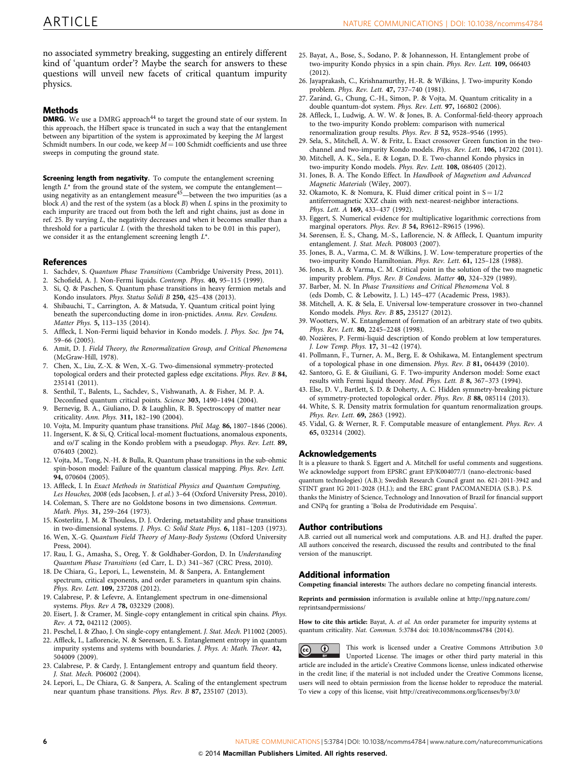no associated symmetry breaking, suggesting an entirely different kind of 'quantum order'? Maybe the search for answers to these questions will unveil new facets of critical quantum impurity physics.

## Methods

**DMRG.** We use a DMRG approach[44] to target the ground state of our system. In this approach, the Hilbert space is truncated in such a way that the entanglement between any bipartition of the system is approximated by keeping the $M$ largest Schmidt numbers. In our code, we keep $M = 100$ Schmidt coefficients and use three sweeps in computing the ground state.

**Screening length from negativity.** To compute the entanglement screening length $L^*$ from the ground state of the system, we compute the entanglement—using negativity as an entanglement measure[45]—between the two impurities (as a block $A$) and the rest of the system (as a block $B$) when $L$ spins in the proximity to each impurity are traced out from both the left and right chains, just as done in ref. 25. By varying $L$, the negativity decreases and when it becomes smaller than a threshold for a particular $L$ (with the threshold taken to be 0.01 in this paper), we consider it as the entanglement screening length $L^*$.

## References

1. Sachdev, S. *Quantum Phase Transitions* (Cambridge University Press, 2011).
2. Schofield, A. J. Non-Fermi liquids. *Contemp. Phys.* **40,** 95–115 (1999).
3. Si, Q. & Paschen, S. Quantum phase transitions in heavy fermion metals and Kondo insulators. *Phys. Status Solidi B* **250,** 425–438 (2013).
4. Shibauchi, T., Carrington, A. & Matsuda, Y. Quantum critical point lying beneath the superconducting dome in iron-pnictides. *Annu. Rev. Condens. Matter Phys.* **5,** 113–135 (2014).
5. Affleck, I. Non-Fermi liquid behavior in Kondo models. *J. Phys. Soc. Jpn* **74,** 59–66 (2005).
6. Amit, D. J. *Field Theory, the Renormalization Group, and Critical Phenomena* (McGraw-Hill, 1978).
7. Chen, X., Liu, Z.-X. & Wen, X.-G. Two-dimensional symmetry-protected topological orders and their protected gapless edge excitations. *Phys. Rev. B* **84,** 235141 (2011).
8. Senthil, T., Balents, L., Sachdev, S., Vishwanath, A. & Fisher, M. P. A. Deconfined quantum critical points. *Science* **303,** 1490–1494 (2004).
9. Bernevig, B. A., Giuliano, D. & Laughlin, R. B. Spectroscopy of matter near criticality. *Ann. Phys.* **311,** 182–190 (2004).
10. Vojta, M. Impurity quantum phase transitions. *Phil. Mag.* **86,** 1807–1846 (2006).
11. Ingersent, K. & Si, Q. Critical local-moment fluctuations, anomalous exponents, and ω/T scaling in the Kondo problem with a pseudogap. *Phys. Rev. Lett.* **89,** 076403 (2002).
12. Vojta, M., Tong, N.-H. & Bulla, R. Quantum phase transitions in the sub-ohmic spin-boson model: Failure of the quantum classical mapping. *Phys. Rev. Lett.* **94,** 070604 (2005).
13. Affleck, I. In *Exact Methods in Statistical Physics and Quantum Computing, Les Houches, 2008* (eds Jacobsen, J. *et al.*) 3–64 (Oxford University Press, 2010).
14. Coleman, S. There are no Goldstone bosons in two dimensions. *Commun. Math. Phys.* **31,** 259–264 (1973).
15. Kosterlitz, J. M. & Thouless, D. J. Ordering, metastability and phase transitions in two-dimensional systems. *J. Phys. C: Solid State Phys.* **6,** 1181–1203 (1973).
16. Wen, X.-G. *Quantum Field Theory of Many-Body Systems* (Oxford University Press, 2004).
17. Rau, I. G., Amasha, S., Oreg, Y. & Goldhaber-Gordon, D. In *Understanding Quantum Phase Transitions* (ed Carr, L. D.) 341–367 (CRC Press, 2010).
18. De Chiara, G., Lepori, L., Lewenstein, M. & Sanpera, A. Entanglement spectrum, critical exponents, and order parameters in quantum spin chains. *Phys. Rev. Lett.* **109,** 237208 (2012).
19. Calabrese, P. & Lefevre, A. Entanglement spectrum in one-dimensional systems. *Phys. Rev A* **78,** 032329 (2008).
20. Eisert, J. & Cramer, M. Single-copy entanglement in critical spin chains. *Phys. Rev. A* **72,** 042112 (2005).
21. Peschel, I. & Zhao, J. On single-copy entanglement. *J. Stat. Mech.* P11002 (2005).
22. Affleck, I., Laflorencie, N. & Sørensen, E. S. Entanglement entropy in quantum impurity systems and systems with boundaries. *J. Phys. A: Math. Theor.* **42,** 504009 (2009).
23. Calabrese, P. & Cardy, J. Entanglement entropy and quantum field theory. *J. Stat. Mech.* P06002 (2004).
24. Lepori, L., De Chiara, G. & Sanpera, A. Scaling of the entanglement spectrum near quantum phase transitions. *Phys. Rev. B* **87,** 235107 (2013).
25. Bayat, A., Bose, S., Sodano, P. & Johannesson, H. Entanglement probe of two-impurity Kondo physics in a spin chain. *Phys. Rev. Lett.* **109,** 066403 (2012).
26. Jayaprakash, C., Krishnamurthy, H.-R. & Wilkins, J. Two-impurity Kondo problem. *Phys. Rev. Lett.* **47,** 737–740 (1981).
27. Zaránd, G., Chung, C.-H., Simon, P. & Vojta, M. Quantum criticality in a double quantum-dot system. *Phys. Rev. Lett.* **97,** 166802 (2006).
28. Affleck, I., Ludwig, A. W. W. & Jones, B. A. Conformal-field-theory approach to the two-impurity Kondo problem: comparison with numerical renormalization group results. *Phys. Rev. B* **52,** 9528–9546 (1995).
29. Sela, S., Mitchell, A. W. & Fritz, L. Exact crossover Green function in the two-channel and two-impurity Kondo models. *Phys. Rev. Lett.* **106,** 147202 (2011).
30. Mitchell, A. K., Sela., E. & Logan, D. E. Two-channel Kondo physics in two-impurity Kondo models. *Phys. Rev. Lett.* **108,** 086405 (2012).
31. Jones, B. A. The Kondo Effect. In *Handbook of Magnetism and Advanced Magnetic Materials* (Wiley, 2007).
32. Okamoto, K. & Nomura, K. Fluid dimer critical point in S = 1/2 antiferromagnetic XXZ chain with next-nearest-neighbor interactions. *Phys. Lett. A* **169,** 433–437 (1992).
33. Eggert, S. Numerical evidence for multiplicative logarithmic corrections from marginal operators. *Phys. Rev. B* **54,** R9612–R9615 (1996).
34. Sørensen, E. S., Chang, M.-S., Laflorencie, N. & Affleck, I. Quantum impurity entanglement. *J. Stat. Mech.* P08003 (2007).
35. Jones, B. A., Varma, C. M. & Wilkins, J. W. Low-temperature properties of the two-impurity Kondo Hamiltonian. *Phys. Rev. Lett.* **61,** 125–128 (1988).
36. Jones, B. A. & Varma, C. M. Critical point in the solution of the two magnetic impurity problem. *Phys. Rev. B Condens. Matter* **40,** 324–329 (1989).
37. Barber, M. N. In *Phase Transitions and Critical Phenomena* Vol. 8 (eds Domb, C. & Lebowitz, J. L.) 145–477 (Academic Press, 1983).
38. Mitchell, A. K. & Sela, E. Universal low-temperature crossover in two-channel Kondo models. *Phys. Rev. B* **85,** 235127 (2012).
39. Wootters, W. K. Entanglement of formation of an arbitrary state of two qubits. *Phys. Rev. Lett.* **80,** 2245–2248 (1998).
40. Nozières, P. Fermi-liquid description of Kondo problem at low temperatures. *J. Low Temp. Phys.* **17,** 31–42 (1974).
41. Pollmann, F., Turner, A. M., Berg, E. & Oshikawa, M. Entanglement spectrum of a topological phase in one dimension. *Phys. Rev. B* **81,** 064439 (2010).
42. Santoro, G. E. & Giuiliani, G. F. Two-impurity Anderson model: Some exact results with Fermi liquid theory. *Mod. Phys. Lett. B* **8,** 367–373 (1994).
43. Else, D. V., Bartlett, S. D. & Doherty, A. C. Hidden symmetry-breaking picture of symmetry-protected topological order. *Phys. Rev. B* **88,** 085114 (2013).
44. White, S. R. Density matrix formulation for quantum renormalization groups. *Phys. Rev. Lett.* **69,** 2863 (1992).
45. Vidal, G. & Werner, R. F. Computable measure of entanglement. *Phys. Rev. A* **65,** 032314 (2002).

## Acknowledgements

It is a pleasure to thank S. Eggert and A. Mitchell for useful comments and suggestions. We acknowledge support from EPSRC grant EP/K004077/1 (nano-electronic-based quantum technologies) (A.B.); Swedish Research Council grant no. 621-2011-3942 and STINT grant IG 2011-2028 (H.J.); and the ERC grant PACOMANEDIA (S.B.). P.S. thanks the Ministry of Science, Technology and Innovation of Brazil for financial support and CNPq for granting a 'Bolsa de Produtividade em Pesquisa'.

## Author contributions

A.B. carried out all numerical work and computations. A.B. and H.J. drafted the paper. All authors conceived the research, discussed the results and contributed to the final version of the manuscript.

## Additional information

**Competing financial interests:** The authors declare no competing financial interests.

**Reprints and permission** information is available online at http://npg.nature.com/reprintsandpermissions/

**How to cite this article:** Bayat, A. *et al.* An order parameter for impurity systems at quantum criticality. *Nat. Commun.* 5:3784 doi: 10.1038/ncomms4784 (2014).

This work is licensed under a Creative Commons Attribution 3.0 Unported License. The images or other third party material in this article are included in the article's Creative Commons license, unless indicated otherwise in the credit line; if the material is not included under the Creative Commons license, users will need to obtain permission from the license holder to reproduce the material. To view a copy of this license, visit http://creativecommons.org/licenses/by/3.0/